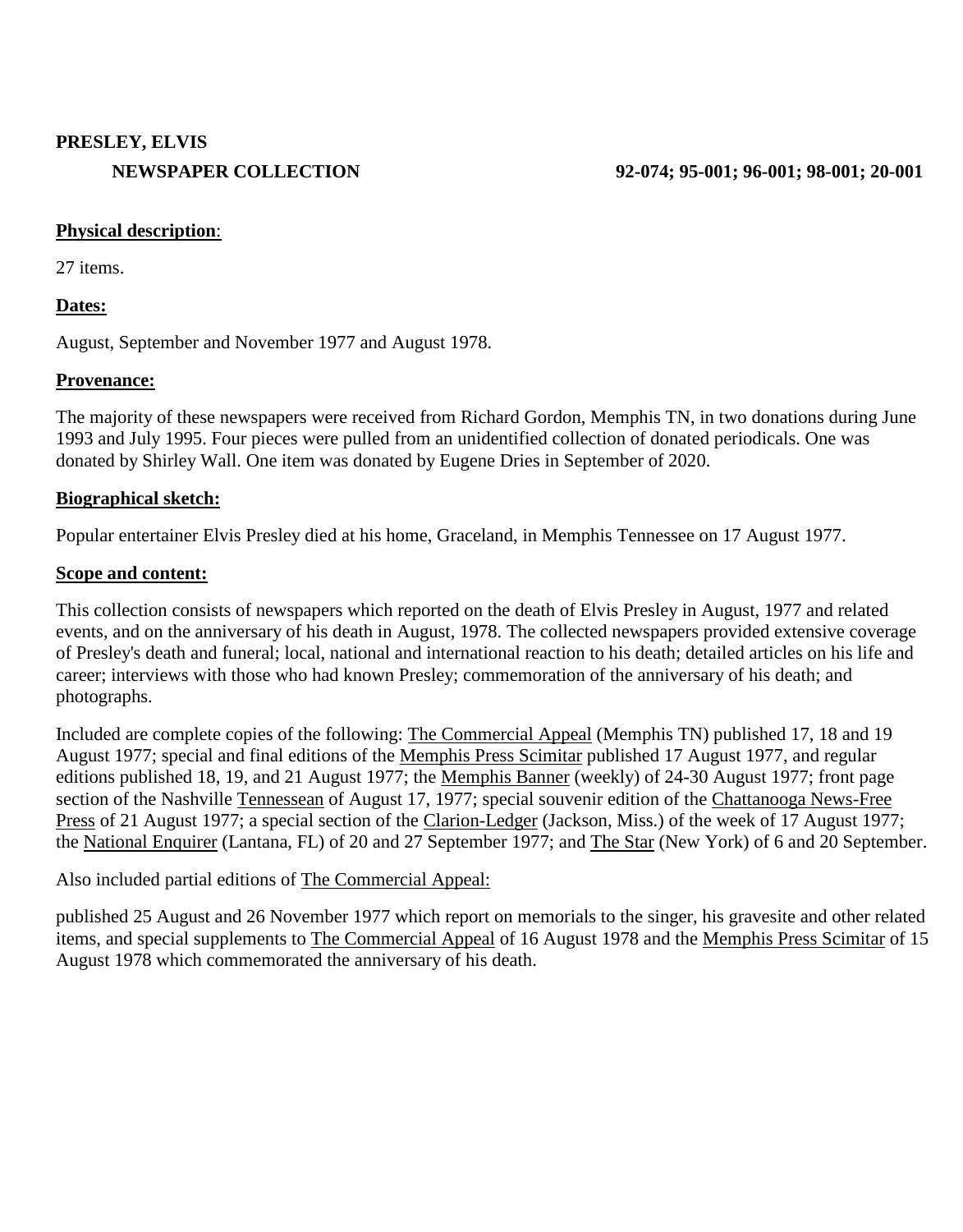**PRESLEY, ELVIS**

**NEWSPAPER COLLECTION** **92-074; 95-001; 96-001; 98-001; 20-001**

**Physical description**:

27 items.

**Dates:**

August, September and November 1977 and August 1978.

**Provenance:**

The majority of these newspapers were received from Richard Gordon, Memphis TN, in two donations during June 1993 and July 1995. Four pieces were pulled from an unidentified collection of donated periodicals. One was donated by Shirley Wall. One item was donated by Eugene Dries in September of 2020.

**Biographical sketch:**

Popular entertainer Elvis Presley died at his home, Graceland, in Memphis Tennessee on 17 August 1977.

**Scope and content:**

This collection consists of newspapers which reported on the death of Elvis Presley in August, 1977 and related events, and on the anniversary of his death in August, 1978. The collected newspapers provided extensive coverage of Presley's death and funeral; local, national and international reaction to his death; detailed articles on his life and career; interviews with those who had known Presley; commemoration of the anniversary of his death; and photographs.

Included are complete copies of the following: The Commercial Appeal (Memphis TN) published 17, 18 and 19 August 1977; special and final editions of the Memphis Press Scimitar published 17 August 1977, and regular editions published 18, 19, and 21 August 1977; the Memphis Banner (weekly) of 24-30 August 1977; front page section of the Nashville Tennessean of August 17, 1977; special souvenir edition of the Chattanooga News-Free Press of 21 August 1977; a special section of the Clarion-Ledger (Jackson, Miss.) of the week of 17 August 1977; the National Enquirer (Lantana, FL) of 20 and 27 September 1977; and The Star (New York) of 6 and 20 September.

Also included partial editions of The Commercial Appeal:

published 25 August and 26 November 1977 which report on memorials to the singer, his gravesite and other related items, and special supplements to The Commercial Appeal of 16 August 1978 and the Memphis Press Scimitar of 15 August 1978 which commemorated the anniversary of his death.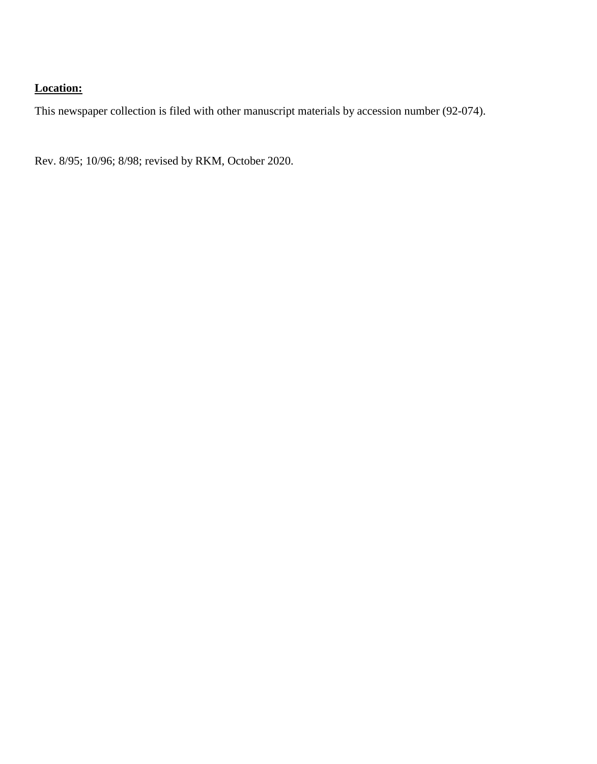**Location:**

This newspaper collection is filed with other manuscript materials by accession number (92-074).

Rev. 8/95; 10/96; 8/98; revised by RKM, October 2020.